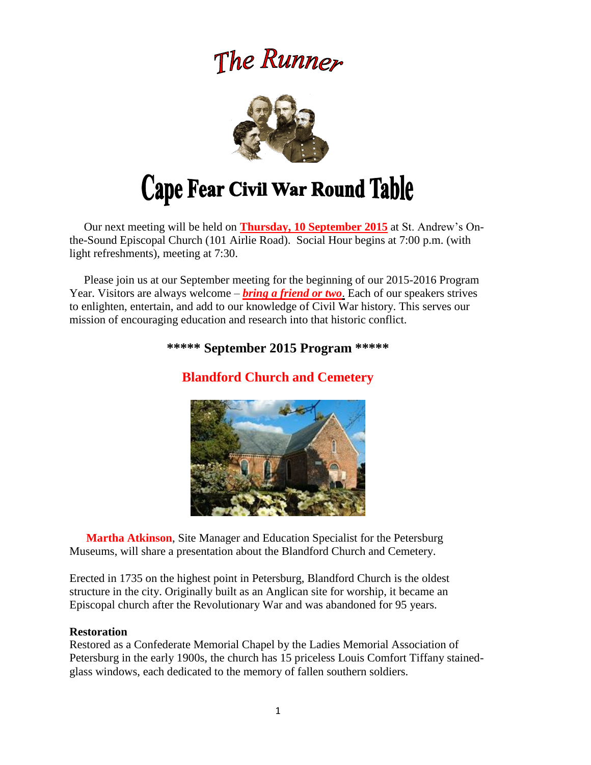# The Runner

# Cape Fear Civil War Round Table

Our next meeting will be held on **Thursday, 10 September 2015** at St. Andrew's On-the-Sound Episcopal Church (101 Airlie Road). Social Hour begins at 7:00 p.m. (with light refreshments), meeting at 7:30.

Please join us at our September meeting for the beginning of our 2015-2016 Program Year. Visitors are always welcome – ***bring a friend or two***. Each of our speakers strives to enlighten, entertain, and add to our knowledge of Civil War history. This serves our mission of encouraging education and research into that historic conflict.

## ***** September 2015 Program *****

## Blandford Church and Cemetery

**Martha Atkinson**, Site Manager and Education Specialist for the Petersburg Museums, will share a presentation about the Blandford Church and Cemetery.

Erected in 1735 on the highest point in Petersburg, Blandford Church is the oldest structure in the city. Originally built as an Anglican site for worship, it became an Episcopal church after the Revolutionary War and was abandoned for 95 years.

### Restoration

Restored as a Confederate Memorial Chapel by the Ladies Memorial Association of Petersburg in the early 1900s, the church has 15 priceless Louis Comfort Tiffany stained-glass windows, each dedicated to the memory of fallen southern soldiers.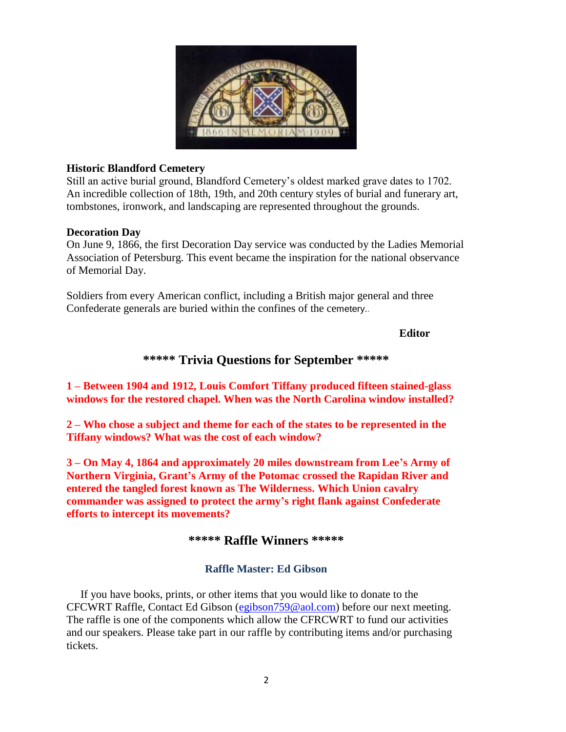**Historic Blandford Cemetery**

Still an active burial ground, Blandford Cemetery's oldest marked grave dates to 1702. An incredible collection of 18th, 19th, and 20th century styles of burial and funerary art, tombstones, ironwork, and landscaping are represented throughout the grounds.

**Decoration Day**

On June 9, 1866, the first Decoration Day service was conducted by the Ladies Memorial Association of Petersburg. This event became the inspiration for the national observance of Memorial Day.

Soldiers from every American conflict, including a British major general and three Confederate generals are buried within the confines of the cemetery..

**Editor**

## ***** Trivia Questions for September *****

**1 – Between 1904 and 1912, Louis Comfort Tiffany produced fifteen stained-glass windows for the restored chapel. When was the North Carolina window installed?**

**2 – Who chose a subject and theme for each of the states to be represented in the Tiffany windows? What was the cost of each window?**

**3 – On May 4, 1864 and approximately 20 miles downstream from Lee's Army of Northern Virginia, Grant's Army of the Potomac crossed the Rapidan River and entered the tangled forest known as The Wilderness. Which Union cavalry commander was assigned to protect the army's right flank against Confederate efforts to intercept its movements?**

## ***** Raffle Winners *****

### Raffle Master: Ed Gibson

If you have books, prints, or other items that you would like to donate to the CFCWRT Raffle, Contact Ed Gibson (egibson759@aol.com) before our next meeting. The raffle is one of the components which allow the CFRCWRT to fund our activities and our speakers. Please take part in our raffle by contributing items and/or purchasing tickets.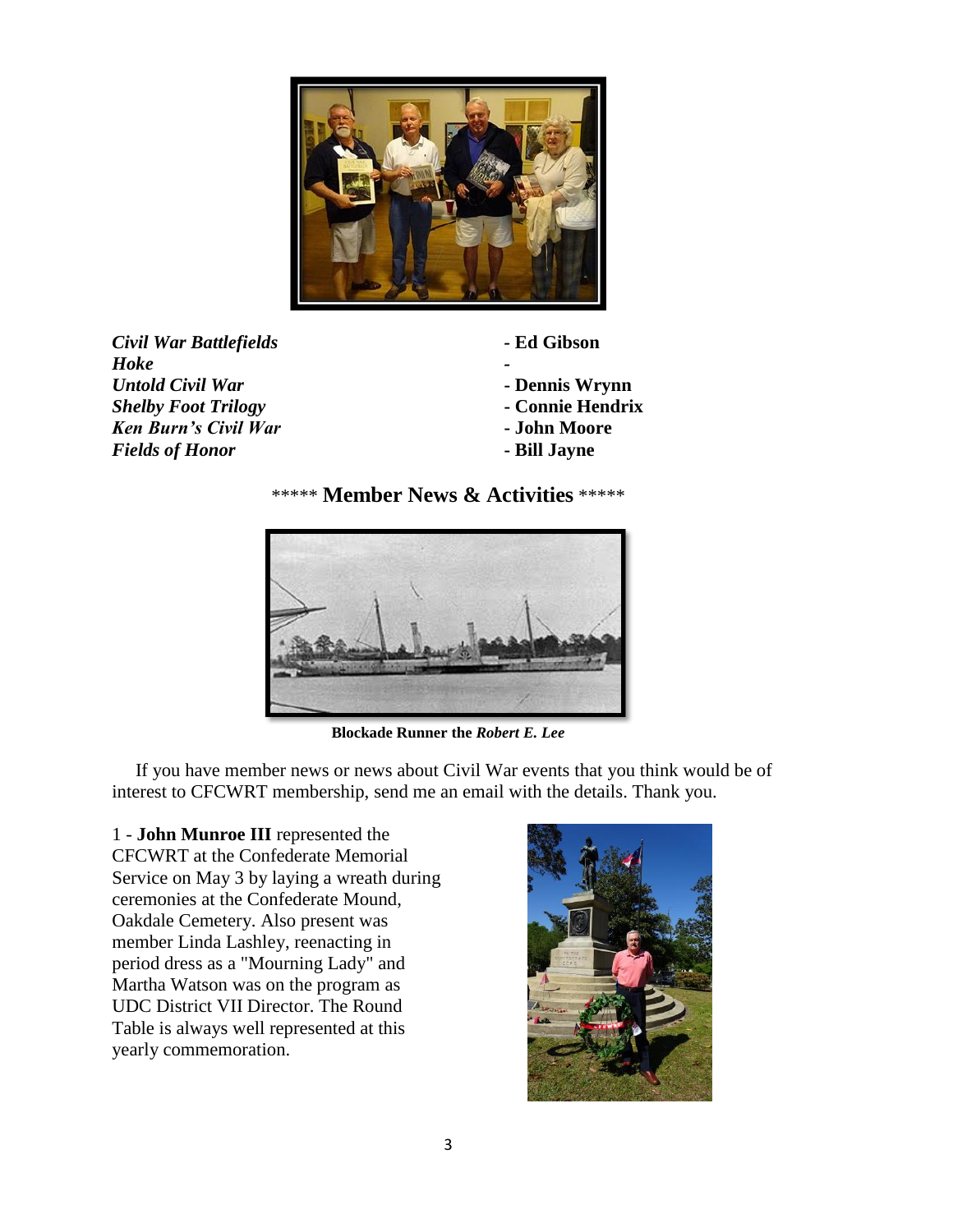| | |
|---|---|
| ***Civil War Battlefields*** | **- Ed Gibson** |
| ***Hoke*** | **-** |
| ***Untold Civil War*** | **- Dennis Wrynn** |
| ***Shelby Foot Trilogy*** | **- Connie Hendrix** |
| ***Ken Burn's Civil War*** | **- John Moore** |
| ***Fields of Honor*** | **- Bill Jayne** |

## ***** Member News & Activities *****

**Blockade Runner the *Robert E. Lee***

If you have member news or news about Civil War events that you think would be of interest to CFCWRT membership, send me an email with the details. Thank you.

1 - **John Munroe III** represented the CFCWRT at the Confederate Memorial Service on May 3 by laying a wreath during ceremonies at the Confederate Mound, Oakdale Cemetery. Also present was member Linda Lashley, reenacting in period dress as a "Mourning Lady" and Martha Watson was on the program as UDC District VII Director. The Round Table is always well represented at this yearly commemoration.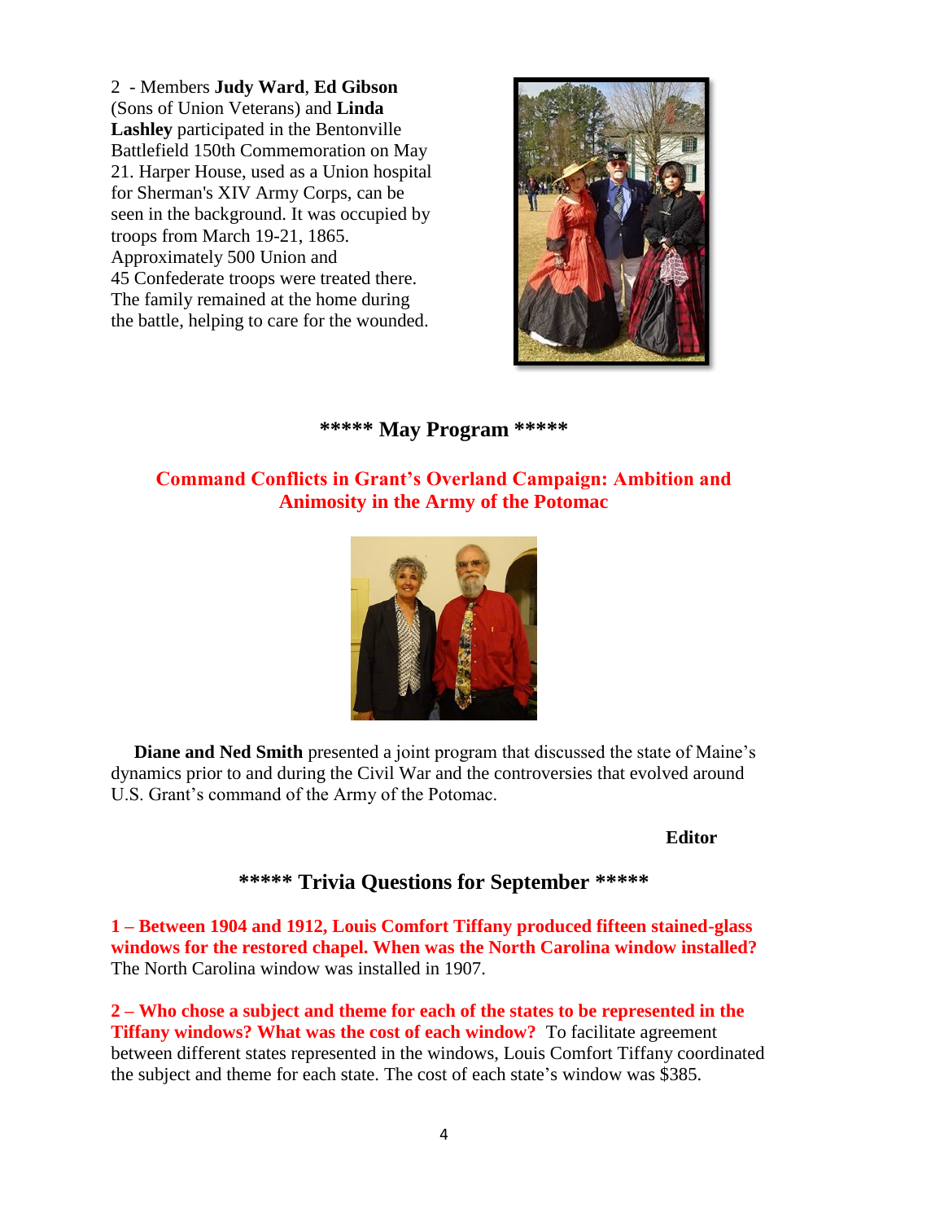2 - Members **Judy Ward**, **Ed Gibson** (Sons of Union Veterans) and **Linda Lashley** participated in the Bentonville Battlefield 150th Commemoration on May 21. Harper House, used as a Union hospital for Sherman's XIV Army Corps, can be seen in the background. It was occupied by troops from March 19-21, 1865. Approximately 500 Union and 45 Confederate troops were treated there. The family remained at the home during the battle, helping to care for the wounded.

## ***** May Program *****

### Command Conflicts in Grant's Overland Campaign: Ambition and Animosity in the Army of the Potomac

**Diane and Ned Smith** presented a joint program that discussed the state of Maine's dynamics prior to and during the Civil War and the controversies that evolved around U.S. Grant's command of the Army of the Potomac.

**Editor**

## ***** Trivia Questions for September *****

**1 – Between 1904 and 1912, Louis Comfort Tiffany produced fifteen stained-glass windows for the restored chapel. When was the North Carolina window installed?** The North Carolina window was installed in 1907.

**2 – Who chose a subject and theme for each of the states to be represented in the Tiffany windows? What was the cost of each window?** To facilitate agreement between different states represented in the windows, Louis Comfort Tiffany coordinated the subject and theme for each state. The cost of each state's window was $385.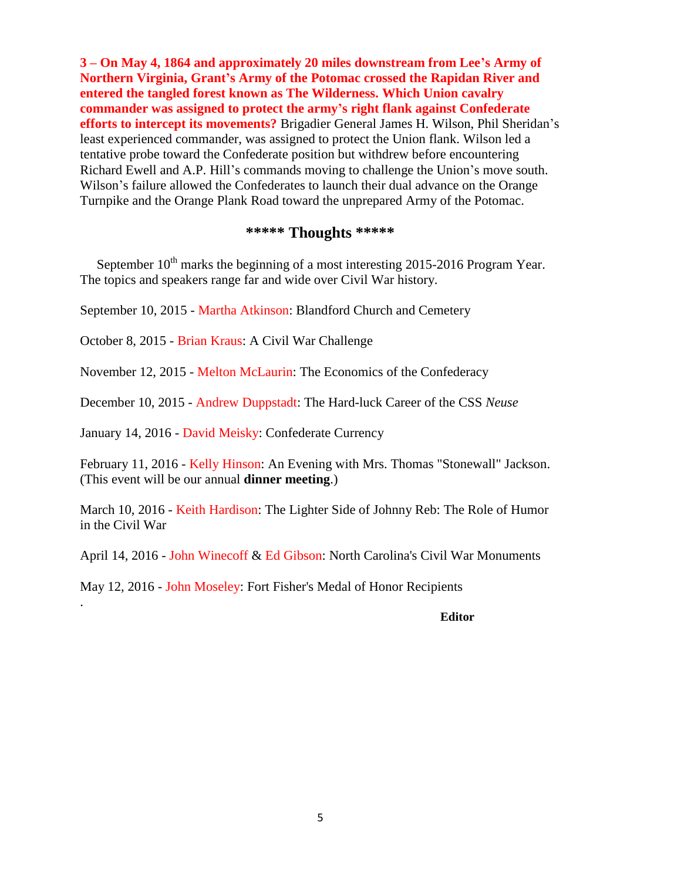**3 – On May 4, 1864 and approximately 20 miles downstream from Lee's Army of Northern Virginia, Grant's Army of the Potomac crossed the Rapidan River and entered the tangled forest known as The Wilderness. Which Union cavalry commander was assigned to protect the army's right flank against Confederate efforts to intercept its movements?** Brigadier General James H. Wilson, Phil Sheridan's least experienced commander, was assigned to protect the Union flank. Wilson led a tentative probe toward the Confederate position but withdrew before encountering Richard Ewell and A.P. Hill's commands moving to challenge the Union's move south. Wilson's failure allowed the Confederates to launch their dual advance on the Orange Turnpike and the Orange Plank Road toward the unprepared Army of the Potomac.

## ***** Thoughts *****

September 10th marks the beginning of a most interesting 2015-2016 Program Year. The topics and speakers range far and wide over Civil War history.

September 10, 2015 - Martha Atkinson: Blandford Church and Cemetery

October 8, 2015 - Brian Kraus: A Civil War Challenge

November 12, 2015 - Melton McLaurin: The Economics of the Confederacy

December 10, 2015 - Andrew Duppstadt: The Hard-luck Career of the CSS *Neuse*

January 14, 2016 - David Meisky: Confederate Currency

February 11, 2016 - Kelly Hinson: An Evening with Mrs. Thomas "Stonewall" Jackson. (This event will be our annual **dinner meeting**.)

March 10, 2016 - Keith Hardison: The Lighter Side of Johnny Reb: The Role of Humor in the Civil War

April 14, 2016 - John Winecoff & Ed Gibson: North Carolina's Civil War Monuments

May 12, 2016 - John Moseley: Fort Fisher's Medal of Honor Recipients

**Editor**